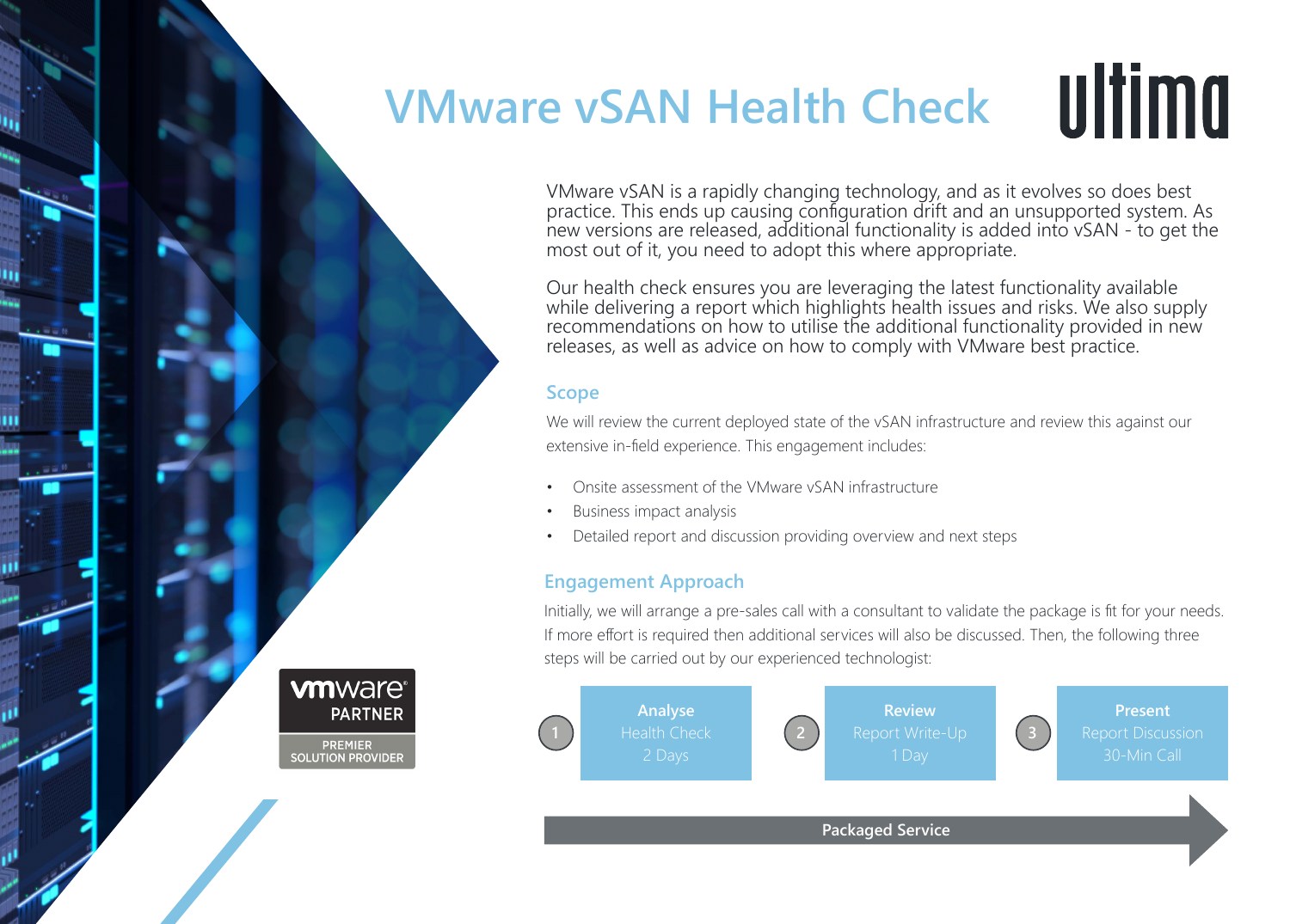# VMware vSAN Health Check

ultima

VMware vSAN is a rapidly changing technology, and as it evolves so does best practice. This ends up causing configuration drift and an unsupported system. As new versions are released, additional functionality is added into vSAN - to get the most out of it, you need to adopt this where appropriate.

Our health check ensures you are leveraging the latest functionality available while delivering a report which highlights health issues and risks. We also supply recommendations on how to utilise the additional functionality provided in new releases, as well as advice on how to comply with VMware best practice.

## Scope

We will review the current deployed state of the vSAN infrastructure and review this against our extensive in-field experience. This engagement includes:

- Onsite assessment of the VMware vSAN infrastructure
- Business impact analysis
- Detailed report and discussion providing overview and next steps

## Engagement Approach

Initially, we will arrange a pre-sales call with a consultant to validate the package is fit for your needs. If more effort is required then additional services will also be discussed. Then, the following three steps will be carried out by our experienced technologist:

1. **Analyse** – Health Check – 2 Days
2. **Review** – Report Write-Up – 1 Day
3. **Present** – Report Discussion – 30-Min Call

**Packaged Service**

vmware PARTNER
PREMIER SOLUTION PROVIDER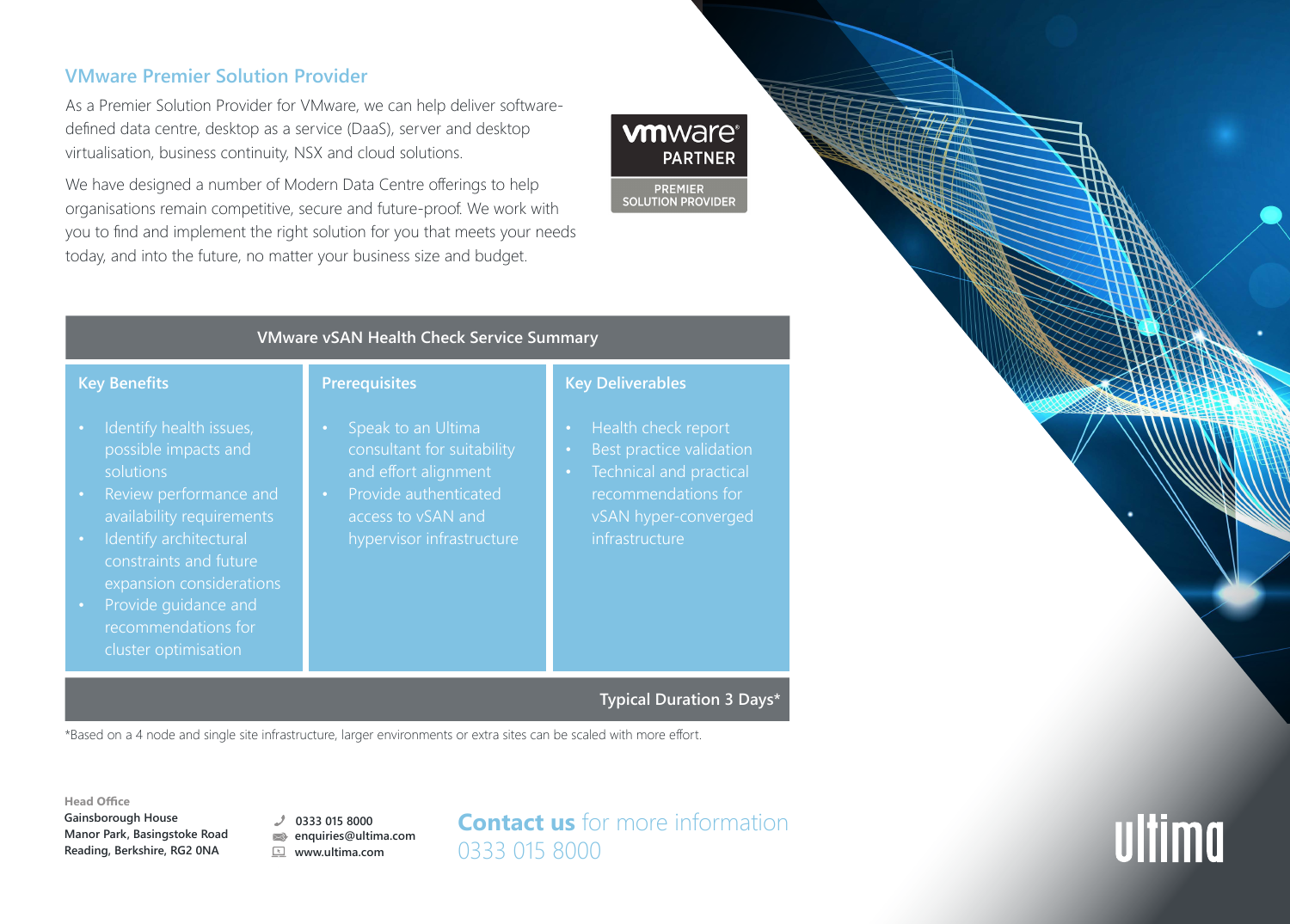## VMware Premier Solution Provider

As a Premier Solution Provider for VMware, we can help deliver software-defined data centre, desktop as a service (DaaS), server and desktop virtualisation, business continuity, NSX and cloud solutions.

We have designed a number of Modern Data Centre offerings to help organisations remain competitive, secure and future-proof. We work with you to find and implement the right solution for you that meets your needs today, and into the future, no matter your business size and budget.

vmware® PARTNER
PREMIER SOLUTION PROVIDER

### VMware vSAN Health Check Service Summary

| Key Benefits | Prerequisites | Key Deliverables |
| --- | --- | --- |
| • Identify health issues, possible impacts and solutions<br>• Review performance and availability requirements<br>• Identify architectural constraints and future expansion considerations<br>• Provide guidance and recommendations for cluster optimisation | • Speak to an Ultima consultant for suitability and effort alignment<br>• Provide authenticated access to vSAN and hypervisor infrastructure | • Health check report<br>• Best practice validation<br>• Technical and practical recommendations for vSAN hyper-converged infrastructure |

**Typical Duration 3 Days***

*Based on a 4 node and single site infrastructure, larger environments or extra sites can be scaled with more effort.

**Head Office**
Gainsborough House
Manor Park, Basingstoke Road
Reading, Berkshire, RG2 0NA

0333 015 8000
enquiries@ultima.com
www.ultima.com

**Contact us** for more information
0333 015 8000

ultima